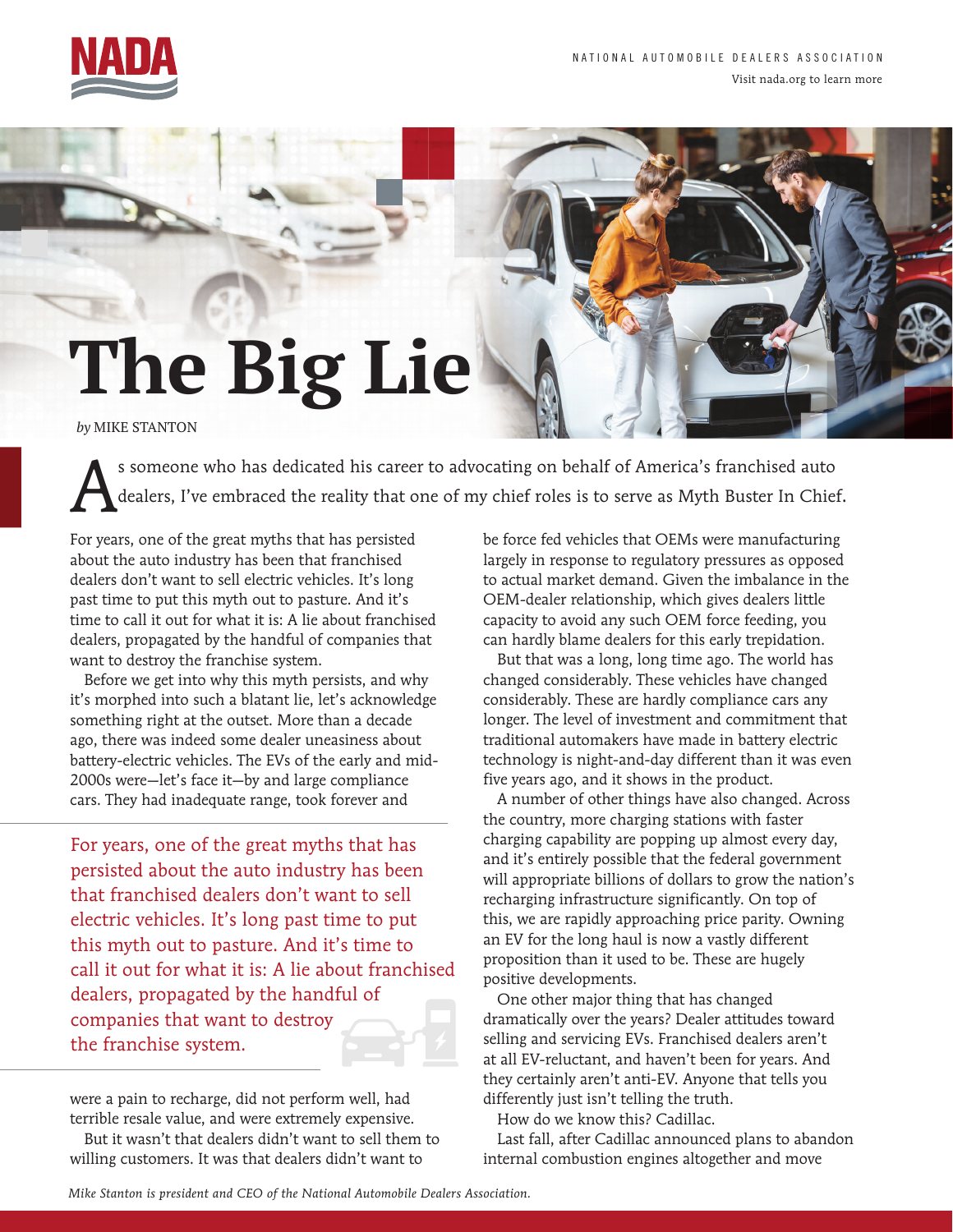# The Big Lie

*by* MIKE STANTON

As someone who has dedicated his career to advocating on behalf of America's franchised auto dealers, I've embraced the reality that one of my chief roles is to serve as Myth Buster In Chief.

For years, one of the great myths that has persisted about the auto industry has been that franchised dealers don't want to sell electric vehicles. It's long past time to put this myth out to pasture. And it's time to call it out for what it is: A lie about franchised dealers, propagated by the handful of companies that want to destroy the franchise system.

Before we get into why this myth persists, and why it's morphed into such a blatant lie, let's acknowledge something right at the outset. More than a decade ago, there was indeed some dealer uneasiness about battery-electric vehicles. The EVs of the early and mid-2000s were—let's face it—by and large compliance cars. They had inadequate range, took forever and were a pain to recharge, did not perform well, had terrible resale value, and were extremely expensive.

> For years, one of the great myths that has persisted about the auto industry has been that franchised dealers don't want to sell electric vehicles. It's long past time to put this myth out to pasture. And it's time to call it out for what it is: A lie about franchised dealers, propagated by the handful of companies that want to destroy the franchise system.

But it wasn't that dealers didn't want to sell them to willing customers. It was that dealers didn't want to be force fed vehicles that OEMs were manufacturing largely in response to regulatory pressures as opposed to actual market demand. Given the imbalance in the OEM-dealer relationship, which gives dealers little capacity to avoid any such OEM force feeding, you can hardly blame dealers for this early trepidation.

But that was a long, long time ago. The world has changed considerably. These vehicles have changed considerably. These are hardly compliance cars any longer. The level of investment and commitment that traditional automakers have made in battery electric technology is night-and-day different than it was even five years ago, and it shows in the product.

A number of other things have also changed. Across the country, more charging stations with faster charging capability are popping up almost every day, and it's entirely possible that the federal government will appropriate billions of dollars to grow the nation's recharging infrastructure significantly. On top of this, we are rapidly approaching price parity. Owning an EV for the long haul is now a vastly different proposition than it used to be. These are hugely positive developments.

One other major thing that has changed dramatically over the years? Dealer attitudes toward selling and servicing EVs. Franchised dealers aren't at all EV-reluctant, and haven't been for years. And they certainly aren't anti-EV. Anyone that tells you differently just isn't telling the truth.

How do we know this? Cadillac.

Last fall, after Cadillac announced plans to abandon internal combustion engines altogether and move

*Mike Stanton is president and CEO of the National Automobile Dealers Association.*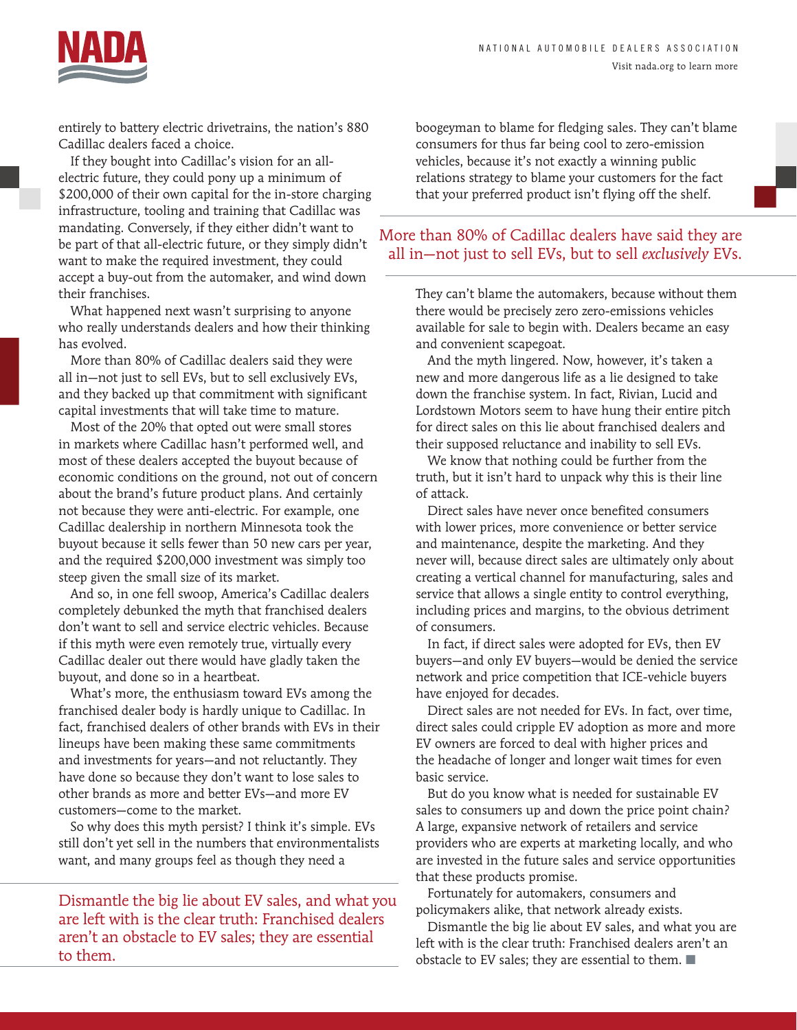entirely to battery electric drivetrains, the nation's 880 Cadillac dealers faced a choice.

If they bought into Cadillac's vision for an all-electric future, they could pony up a minimum of $200,000 of their own capital for the in-store charging infrastructure, tooling and training that Cadillac was mandating. Conversely, if they either didn't want to be part of that all-electric future, or they simply didn't want to make the required investment, they could accept a buy-out from the automaker, and wind down their franchises.

What happened next wasn't surprising to anyone who really understands dealers and how their thinking has evolved.

More than 80% of Cadillac dealers said they were all in—not just to sell EVs, but to sell exclusively EVs, and they backed up that commitment with significant capital investments that will take time to mature.

Most of the 20% that opted out were small stores in markets where Cadillac hasn't performed well, and most of these dealers accepted the buyout because of economic conditions on the ground, not out of concern about the brand's future product plans. And certainly not because they were anti-electric. For example, one Cadillac dealership in northern Minnesota took the buyout because it sells fewer than 50 new cars per year, and the required $200,000 investment was simply too steep given the small size of its market.

And so, in one fell swoop, America's Cadillac dealers completely debunked the myth that franchised dealers don't want to sell and service electric vehicles. Because if this myth were even remotely true, virtually every Cadillac dealer out there would have gladly taken the buyout, and done so in a heartbeat.

What's more, the enthusiasm toward EVs among the franchised dealer body is hardly unique to Cadillac. In fact, franchised dealers of other brands with EVs in their lineups have been making these same commitments and investments for years—and not reluctantly. They have done so because they don't want to lose sales to other brands as more and better EVs—and more EV customers—come to the market.

So why does this myth persist? I think it's simple. EVs still don't yet sell in the numbers that environmentalists want, and many groups feel as though they need a boogeyman to blame for fledging sales. They can't blame consumers for thus far being cool to zero-emission vehicles, because it's not exactly a winning public relations strategy to blame your customers for the fact that your preferred product isn't flying off the shelf.

> More than 80% of Cadillac dealers have said they are all in—not just to sell EVs, but to sell *exclusively* EVs.

They can't blame the automakers, because without them there would be precisely zero zero-emissions vehicles available for sale to begin with. Dealers became an easy and convenient scapegoat.

And the myth lingered. Now, however, it's taken a new and more dangerous life as a lie designed to take down the franchise system. In fact, Rivian, Lucid and Lordstown Motors seem to have hung their entire pitch for direct sales on this lie about franchised dealers and their supposed reluctance and inability to sell EVs.

We know that nothing could be further from the truth, but it isn't hard to unpack why this is their line of attack.

Direct sales have never once benefited consumers with lower prices, more convenience or better service and maintenance, despite the marketing. And they never will, because direct sales are ultimately only about creating a vertical channel for manufacturing, sales and service that allows a single entity to control everything, including prices and margins, to the obvious detriment of consumers.

In fact, if direct sales were adopted for EVs, then EV buyers—and only EV buyers—would be denied the service network and price competition that ICE-vehicle buyers have enjoyed for decades.

Direct sales are not needed for EVs. In fact, over time, direct sales could cripple EV adoption as more and more EV owners are forced to deal with higher prices and the headache of longer and longer wait times for even basic service.

But do you know what is needed for sustainable EV sales to consumers up and down the price point chain? A large, expansive network of retailers and service providers who are experts at marketing locally, and who are invested in the future sales and service opportunities that these products promise.

Fortunately for automakers, consumers and policymakers alike, that network already exists.

Dismantle the big lie about EV sales, and what you are left with is the clear truth: Franchised dealers aren't an obstacle to EV sales; they are essential to them. ■

> Dismantle the big lie about EV sales, and what you are left with is the clear truth: Franchised dealers aren't an obstacle to EV sales; they are essential to them.